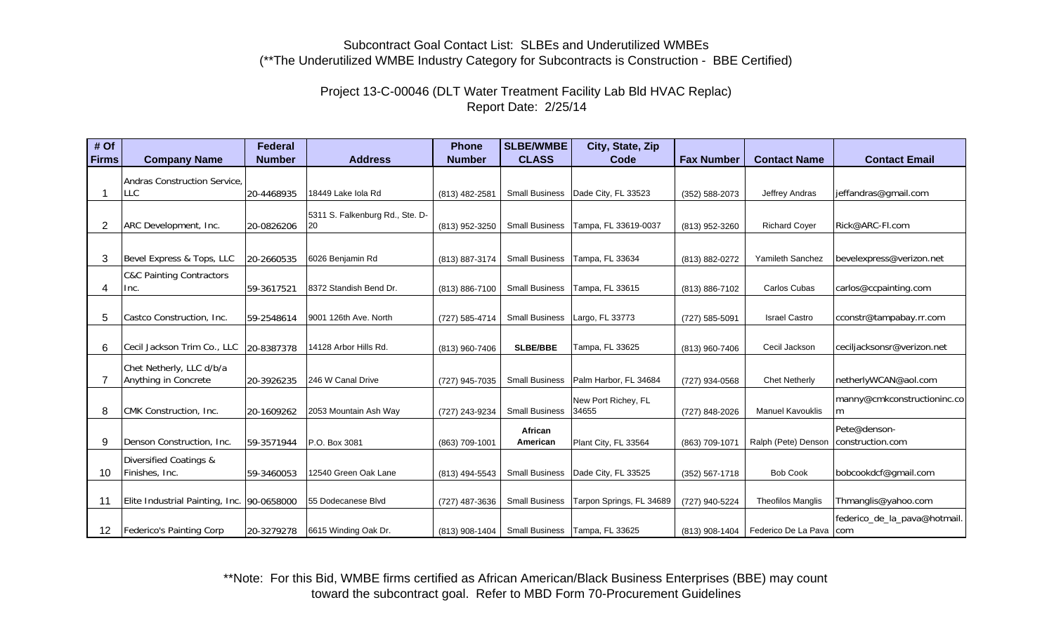# Subcontract Goal Contact List: SLBEs and Underutilized WMBEs

(**The Underutilized WMBE Industry Category for Subcontracts is Construction - BBE Certified)

## Project 13-C-00046 (DLT Water Treatment Facility Lab Bld HVAC Replac)

Report Date: 2/25/14

| # Of Firms | Company Name | Federal Number | Address | Phone Number | SLBE/WMBE CLASS | City, State, Zip Code | Fax Number | Contact Name | Contact Email |
|---|---|---|---|---|---|---|---|---|---|
| 1 | Andras Construction Service, LLC | 20-4468935 | 18449 Lake Iola Rd | (813) 482-2581 | Small Business | Dade City, FL 33523 | (352) 588-2073 | Jeffrey Andras | jeffandras@gmail.com |
| 2 | ARC Development, Inc. | 20-0826206 | 5311 S. Falkenburg Rd., Ste. D-20 | (813) 952-3250 | Small Business | Tampa, FL 33619-0037 | (813) 952-3260 | Richard Coyer | Rick@ARC-Fl.com |
| 3 | Bevel Express & Tops, LLC | 20-2660535 | 6026 Benjamin Rd | (813) 887-3174 | Small Business | Tampa, FL 33634 | (813) 882-0272 | Yamileth Sanchez | bevelexpress@verizon.net |
| 4 | C&C Painting Contractors Inc. | 59-3617521 | 8372 Standish Bend Dr. | (813) 886-7100 | Small Business | Tampa, FL 33615 | (813) 886-7102 | Carlos Cubas | carlos@ccpainting.com |
| 5 | Castco Construction, Inc. | 59-2548614 | 9001 126th Ave. North | (727) 585-4714 | Small Business | Largo, FL 33773 | (727) 585-5091 | Israel Castro | cconstr@tampabay.rr.com |
| 6 | Cecil Jackson Trim Co., LLC | 20-8387378 | 14128 Arbor Hills Rd. | (813) 960-7406 | **SLBE/BBE** | Tampa, FL 33625 | (813) 960-7406 | Cecil Jackson | ceciljacksonsr@verizon.net |
| 7 | Chet Netherly, LLC d/b/a Anything in Concrete | 20-3926235 | 246 W Canal Drive | (727) 945-7035 | Small Business | Palm Harbor, FL 34684 | (727) 934-0568 | Chet Netherly | netherlyWCAN@aol.com |
| 8 | CMK Construction, Inc. | 20-1609262 | 2053 Mountain Ash Way | (727) 243-9234 | Small Business | New Port Richey, FL 34655 | (727) 848-2026 | Manuel Kavouklis | manny@cmkconstructioninc.com |
| 9 | Denson Construction, Inc. | 59-3571944 | P.O. Box 3081 | (863) 709-1001 | **African American** | Plant City, FL 33564 | (863) 709-1071 | Ralph (Pete) Denson | Pete@denson-construction.com |
| 10 | Diversified Coatings & Finishes, Inc. | 59-3460053 | 12540 Green Oak Lane | (813) 494-5543 | Small Business | Dade City, FL 33525 | (352) 567-1718 | Bob Cook | bobcookdcf@gmail.com |
| 11 | Elite Industrial Painting, Inc. | 90-0658000 | 55 Dodecanese Blvd | (727) 487-3636 | Small Business | Tarpon Springs, FL 34689 | (727) 940-5224 | Theofilos Manglis | Thmanglis@yahoo.com |
| 12 | Federico's Painting Corp | 20-3279278 | 6615 Winding Oak Dr. | (813) 908-1404 | Small Business | Tampa, FL 33625 | (813) 908-1404 | Federico De La Pava | federico_de_la_pava@hotmail.com |

**Note: For this Bid, WMBE firms certified as African American/Black Business Enterprises (BBE) may count toward the subcontract goal. Refer to MBD Form 70-Procurement Guidelines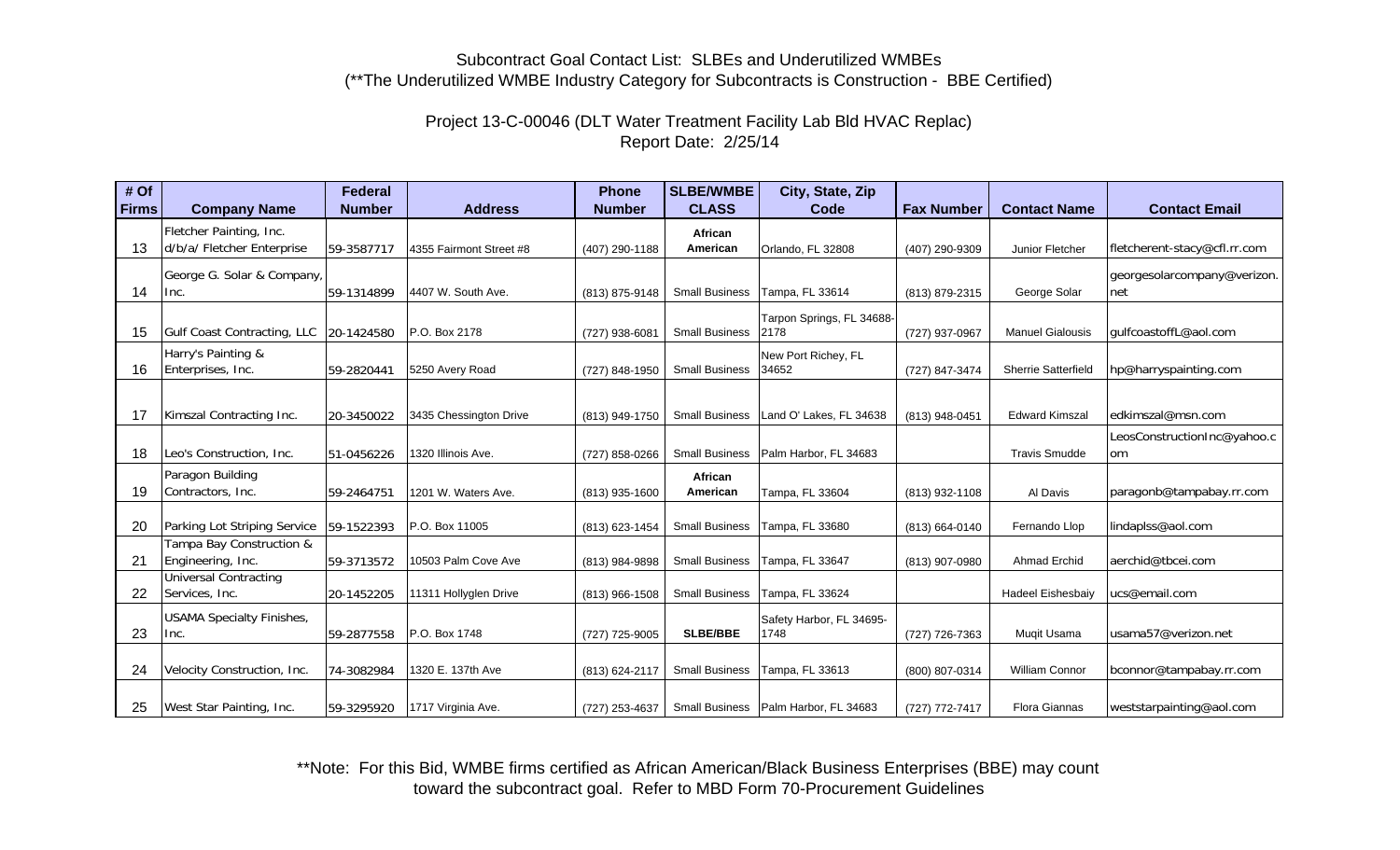Subcontract Goal Contact List: SLBEs and Underutilized WMBEs
(**The Underutilized WMBE Industry Category for Subcontracts is Construction - BBE Certified)

Project 13-C-00046 (DLT Water Treatment Facility Lab Bld HVAC Replac)
Report Date: 2/25/14

| # Of Firms | Company Name | Federal Number | Address | Phone Number | SLBE/WMBE CLASS | City, State, Zip Code | Fax Number | Contact Name | Contact Email |
|---|---|---|---|---|---|---|---|---|---|
| 13 | Fletcher Painting, Inc. d/b/a/ Fletcher Enterprise | 59-3587717 | 4355 Fairmont Street #8 | (407) 290-1188 | **African American** | Orlando, FL 32808 | (407) 290-9309 | Junior Fletcher | fletcherent-stacy@cfl.rr.com |
| 14 | George G. Solar & Company, Inc. | 59-1314899 | 4407 W. South Ave. | (813) 875-9148 | Small Business | Tampa, FL 33614 | (813) 879-2315 | George Solar | georgesolarcompany@verizon.net |
| 15 | Gulf Coast Contracting, LLC | 20-1424580 | P.O. Box 2178 | (727) 938-6081 | Small Business | Tarpon Springs, FL 34688-2178 | (727) 937-0967 | Manuel Gialousis | gulfcoastoffL@aol.com |
| 16 | Harry's Painting & Enterprises, Inc. | 59-2820441 | 5250 Avery Road | (727) 848-1950 | Small Business | New Port Richey, FL 34652 | (727) 847-3474 | Sherrie Satterfield | hp@harryspainting.com |
| 17 | Kimszal Contracting Inc. | 20-3450022 | 3435 Chessington Drive | (813) 949-1750 | Small Business | Land O' Lakes, FL 34638 | (813) 948-0451 | Edward Kimszal | edkimszal@msn.com |
| 18 | Leo's Construction, Inc. | 51-0456226 | 1320 Illinois Ave. | (727) 858-0266 | Small Business | Palm Harbor, FL 34683 | | Travis Smudde | LeosConstructionInc@yahoo.com |
| 19 | Paragon Building Contractors, Inc. | 59-2464751 | 1201 W. Waters Ave. | (813) 935-1600 | **African American** | Tampa, FL 33604 | (813) 932-1108 | Al Davis | paragonb@tampabay.rr.com |
| 20 | Parking Lot Striping Service | 59-1522393 | P.O. Box 11005 | (813) 623-1454 | Small Business | Tampa, FL 33680 | (813) 664-0140 | Fernando Llop | lindaplss@aol.com |
| 21 | Tampa Bay Construction & Engineering, Inc. | 59-3713572 | 10503 Palm Cove Ave | (813) 984-9898 | Small Business | Tampa, FL 33647 | (813) 907-0980 | Ahmad Erchid | aerchid@tbcei.com |
| 22 | Universal Contracting Services, Inc. | 20-1452205 | 11311 Hollyglen Drive | (813) 966-1508 | Small Business | Tampa, FL 33624 | | Hadeel Eishesbaiy | ucs@email.com |
| 23 | USAMA Specialty Finishes, Inc. | 59-2877558 | P.O. Box 1748 | (727) 725-9005 | **SLBE/BBE** | Safety Harbor, FL 34695-1748 | (727) 726-7363 | Muqit Usama | usama57@verizon.net |
| 24 | Velocity Construction, Inc. | 74-3082984 | 1320 E. 137th Ave | (813) 624-2117 | Small Business | Tampa, FL 33613 | (800) 807-0314 | William Connor | bconnor@tampabay.rr.com |
| 25 | West Star Painting, Inc. | 59-3295920 | 1717 Virginia Ave. | (727) 253-4637 | Small Business | Palm Harbor, FL 34683 | (727) 772-7417 | Flora Giannas | weststarpainting@aol.com |

**Note: For this Bid, WMBE firms certified as African American/Black Business Enterprises (BBE) may count toward the subcontract goal. Refer to MBD Form 70-Procurement Guidelines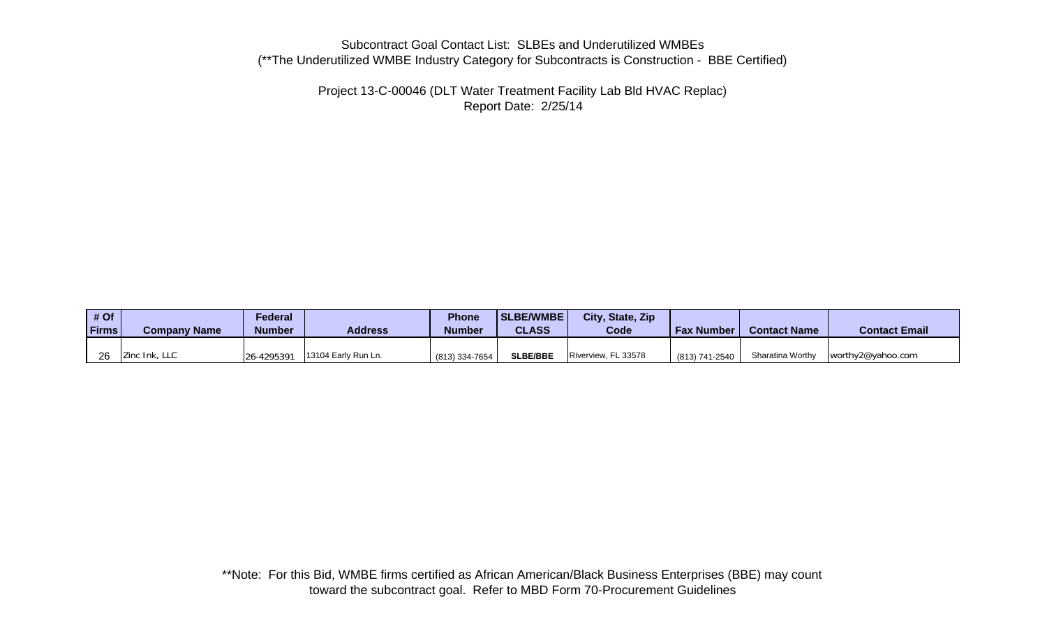Subcontract Goal Contact List: SLBEs and Underutilized WMBEs
(**The Underutilized WMBE Industry Category for Subcontracts is Construction - BBE Certified)

Project 13-C-00046 (DLT Water Treatment Facility Lab Bld HVAC Replac)
Report Date: 2/25/14

| # Of Firms | Company Name | Federal Number | Address | Phone Number | SLBE/WMBE CLASS | City, State, Zip Code | Fax Number | Contact Name | Contact Email |
|---|---|---|---|---|---|---|---|---|---|
| 26 | Zinc Ink, LLC | 26-4295391 | 13104 Early Run Ln. | (813) 334-7654 | SLBE/BBE | Riverview, FL 33578 | (813) 741-2540 | Sharatina Worthy | worthy2@yahoo.com |

**Note: For this Bid, WMBE firms certified as African American/Black Business Enterprises (BBE) may count toward the subcontract goal. Refer to MBD Form 70-Procurement Guidelines